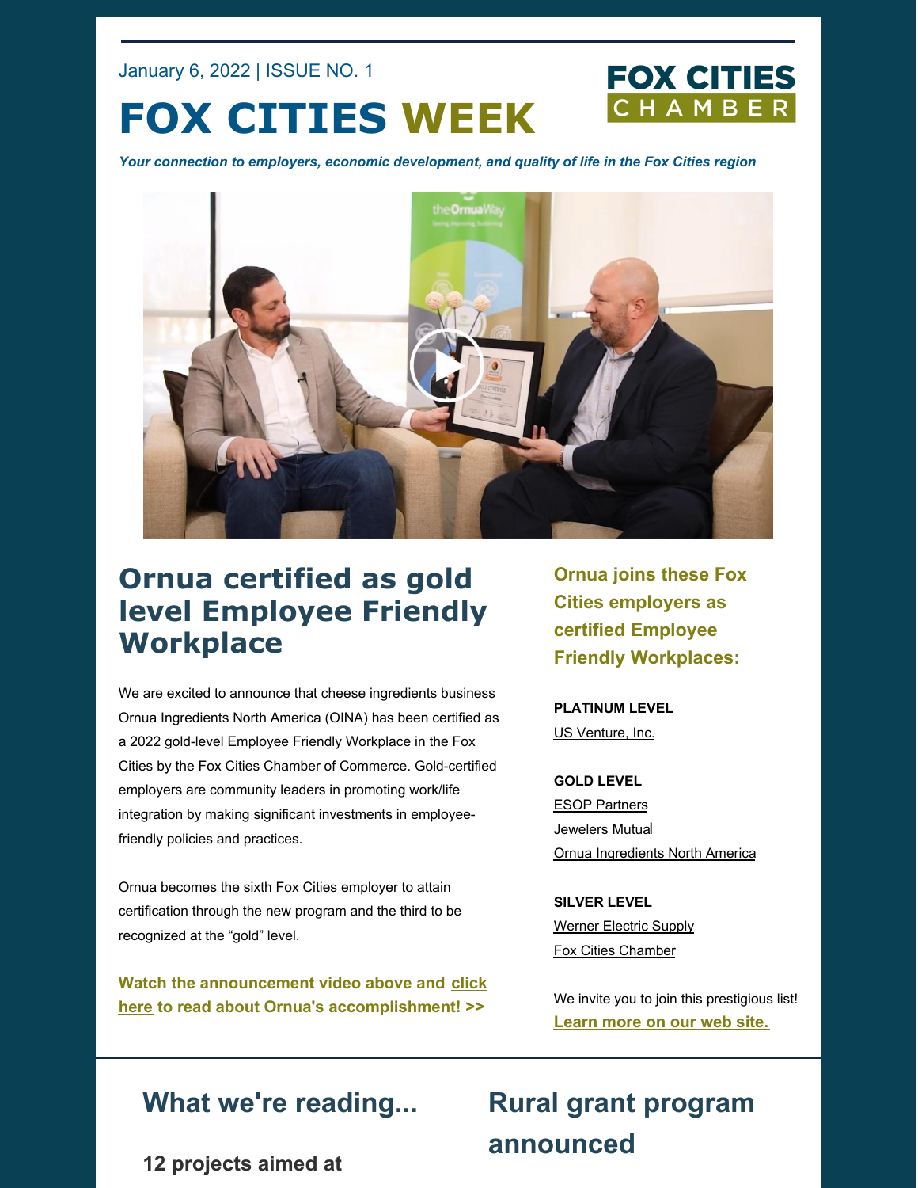January 6, 2022 | ISSUE NO. 1

# FOX CITIES WEEK

FOX CITIES CHAMBER

*Your connection to employers, economic development, and quality of life in the Fox Cities region*

## Ornua certified as gold level Employee Friendly Workplace

We are excited to announce that cheese ingredients business Ornua Ingredients North America (OINA) has been certified as a 2022 gold-level Employee Friendly Workplace in the Fox Cities by the Fox Cities Chamber of Commerce. Gold-certified employers are community leaders in promoting work/life integration by making significant investments in employee-friendly policies and practices.

Ornua becomes the sixth Fox Cities employer to attain certification through the new program and the third to be recognized at the "gold" level.

**Watch the announcement video above and click here to read about Ornua's accomplishment! >>**

### Ornua joins these Fox Cities employers as certified Employee Friendly Workplaces:

**PLATINUM LEVEL**

US Venture, Inc.

**GOLD LEVEL**

ESOP Partners
Jewelers Mutual
Ornua Ingredients North America

**SILVER LEVEL**

Werner Electric Supply
Fox Cities Chamber

We invite you to join this prestigious list!
**Learn more on our web site.**

## What we're reading...

### 12 projects aimed at

## Rural grant program announced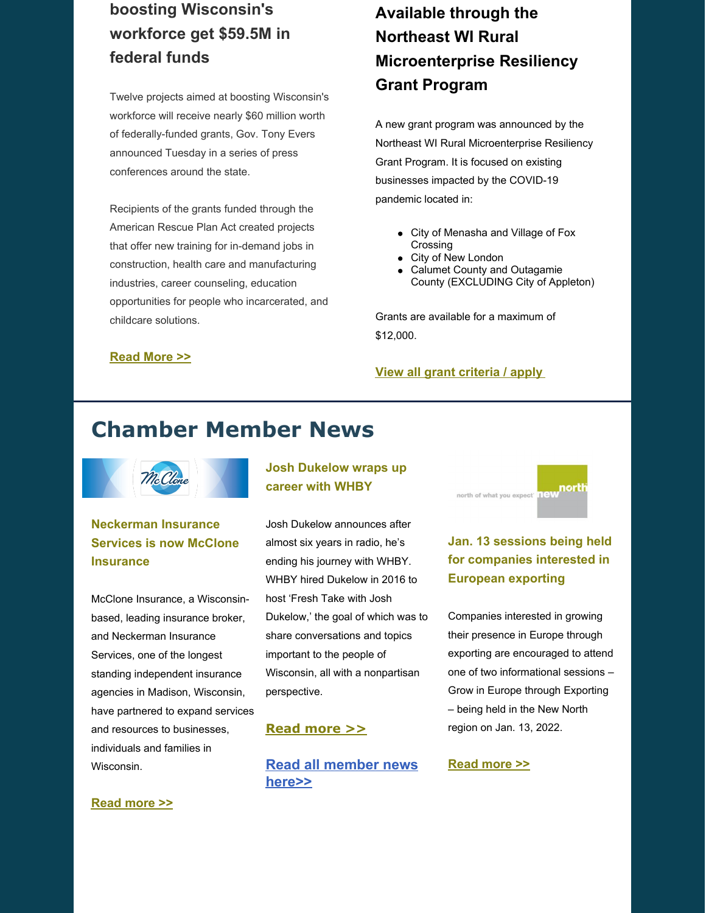### boosting Wisconsin's workforce get $59.5M in federal funds

Twelve projects aimed at boosting Wisconsin's workforce will receive nearly $60 million worth of federally-funded grants, Gov. Tony Evers announced Tuesday in a series of press conferences around the state.

Recipients of the grants funded through the American Rescue Plan Act created projects that offer new training for in-demand jobs in construction, health care and manufacturing industries, career counseling, education opportunities for people who incarcerated, and childcare solutions.

**Read More >>**

### Available through the Northeast WI Rural Microenterprise Resiliency Grant Program

A new grant program was announced by the Northeast WI Rural Microenterprise Resiliency Grant Program. It is focused on existing businesses impacted by the COVID-19 pandemic located in:

- City of Menasha and Village of Fox Crossing
- City of New London
- Calumet County and Outagamie County (EXCLUDING City of Appleton)

Grants are available for a maximum of $12,000.

**View all grant criteria / apply**

## Chamber Member News

### Neckerman Insurance Services is now McClone Insurance

McClone Insurance, a Wisconsin-based, leading insurance broker, and Neckerman Insurance Services, one of the longest standing independent insurance agencies in Madison, Wisconsin, have partnered to expand services and resources to businesses, individuals and families in Wisconsin.

**Read more >>**

### Josh Dukelow wraps up career with WHBY

Josh Dukelow announces after almost six years in radio, he's ending his journey with WHBY. WHBY hired Dukelow in 2016 to host 'Fresh Take with Josh Dukelow,' the goal of which was to share conversations and topics important to the people of Wisconsin, all with a nonpartisan perspective.

**Read more >>**

**Read all member news here>>**

### Jan. 13 sessions being held for companies interested in European exporting

Companies interested in growing their presence in Europe through exporting are encouraged to attend one of two informational sessions – Grow in Europe through Exporting – being held in the New North region on Jan. 13, 2022.

**Read more >>**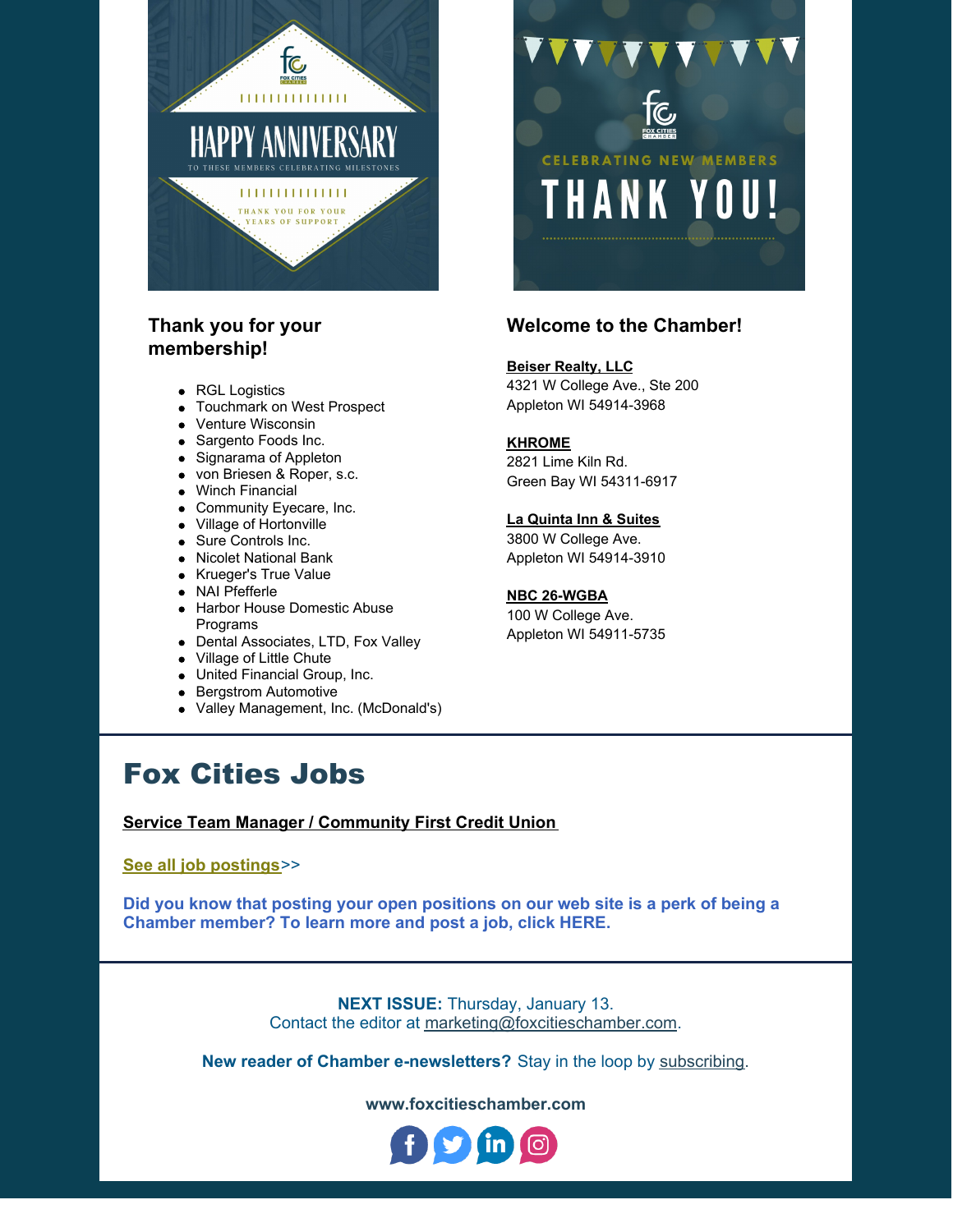HAPPY ANNIVERSARY

TO THESE MEMBERS CELEBRATING MILESTONES

THANK YOU FOR YOUR YEARS OF SUPPORT

### Thank you for your membership!

- RGL Logistics
- Touchmark on West Prospect
- Venture Wisconsin
- Sargento Foods Inc.
- Signarama of Appleton
- von Briesen & Roper, s.c.
- Winch Financial
- Community Eyecare, Inc.
- Village of Hortonville
- Sure Controls Inc.
- Nicolet National Bank
- Krueger's True Value
- NAI Pfefferle
- Harbor House Domestic Abuse Programs
- Dental Associates, LTD, Fox Valley
- Village of Little Chute
- United Financial Group, Inc.
- Bergstrom Automotive
- Valley Management, Inc. (McDonald's)

CELEBRATING NEW MEMBERS

THANK YOU!

### Welcome to the Chamber!

**Beiser Realty, LLC**
4321 W College Ave., Ste 200
Appleton WI 54914-3968

**KHROME**
2821 Lime Kiln Rd.
Green Bay WI 54311-6917

**La Quinta Inn & Suites**
3800 W College Ave.
Appleton WI 54914-3910

**NBC 26-WGBA**
100 W College Ave.
Appleton WI 54911-5735

# Fox Cities Jobs

**Service Team Manager / Community First Credit Union**

**See all job postings>>**

**Did you know that posting your open positions on our web site is a perk of being a Chamber member? To learn more and post a job, click HERE.**

**NEXT ISSUE:** Thursday, January 13.
Contact the editor at marketing@foxcitieschamber.com.

**New reader of Chamber e-newsletters?** Stay in the loop by subscribing.

**www.foxcitieschamber.com**